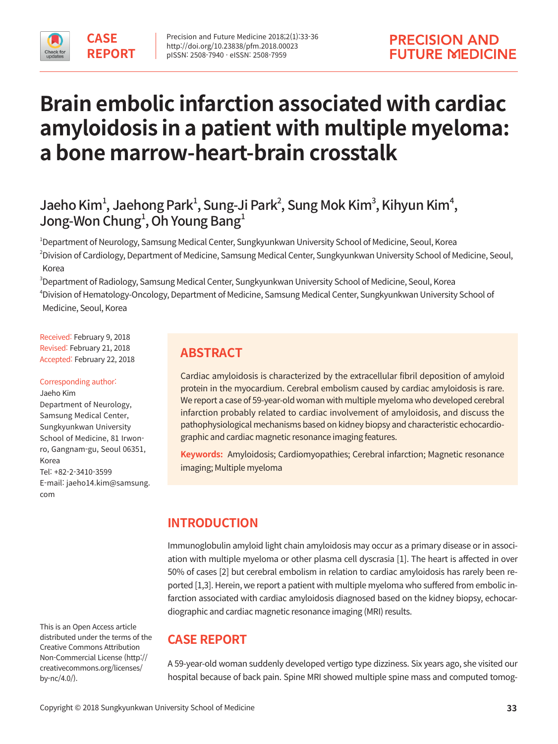CASE REPORT

# Brain embolic infarction associated with cardiac amyloidosis in a patient with multiple myeloma: a bone marrow-heart-brain crosstalk

Jaeho Kim[1], Jaehong Park[1], Sung-Ji Park[2], Sung Mok Kim[3], Kihyun Kim[4], Jong-Won Chung[1], Oh Young Bang[1]

[1]Department of Neurology, Samsung Medical Center, Sungkyunkwan University School of Medicine, Seoul, Korea

[2]Division of Cardiology, Department of Medicine, Samsung Medical Center, Sungkyunkwan University School of Medicine, Seoul, Korea

[3]Department of Radiology, Samsung Medical Center, Sungkyunkwan University School of Medicine, Seoul, Korea

[4]Division of Hematology-Oncology, Department of Medicine, Samsung Medical Center, Sungkyunkwan University School of Medicine, Seoul, Korea

Received: February 9, 2018
Revised: February 21, 2018
Accepted: February 22, 2018

Corresponding author:
Jaeho Kim
Department of Neurology, Samsung Medical Center, Sungkyunkwan University School of Medicine, 81 Irwon-ro, Gangnam-gu, Seoul 06351, Korea
Tel: +82-2-3410-3599
E-mail: jaeho14.kim@samsung.com

## ABSTRACT

Cardiac amyloidosis is characterized by the extracellular fibril deposition of amyloid protein in the myocardium. Cerebral embolism caused by cardiac amyloidosis is rare. We report a case of 59-year-old woman with multiple myeloma who developed cerebral infarction probably related to cardiac involvement of amyloidosis, and discuss the pathophysiological mechanisms based on kidney biopsy and characteristic echocardiographic and cardiac magnetic resonance imaging features.

**Keywords:** Amyloidosis; Cardiomyopathies; Cerebral infarction; Magnetic resonance imaging; Multiple myeloma

## INTRODUCTION

Immunoglobulin amyloid light chain amyloidosis may occur as a primary disease or in association with multiple myeloma or other plasma cell dyscrasia [1]. The heart is affected in over 50% of cases [2] but cerebral embolism in relation to cardiac amyloidosis has rarely been reported [1,3]. Herein, we report a patient with multiple myeloma who suffered from embolic infarction associated with cardiac amyloidosis diagnosed based on the kidney biopsy, echocardiographic and cardiac magnetic resonance imaging (MRI) results.

## CASE REPORT

A 59-year-old woman suddenly developed vertigo type dizziness. Six years ago, she visited our hospital because of back pain. Spine MRI showed multiple spine mass and computed tomog-

This is an Open Access article distributed under the terms of the Creative Commons Attribution Non-Commercial License (http://creativecommons.org/licenses/by-nc/4.0/).

Copyright © 2018 Sungkyunkwan University School of Medicine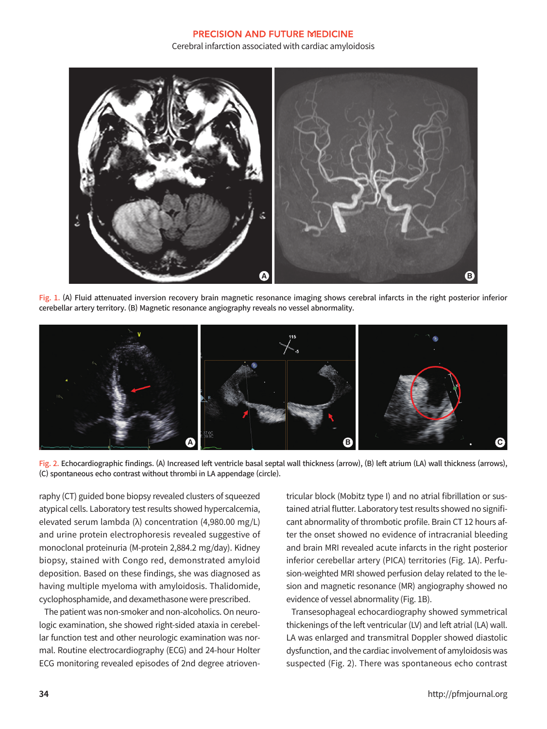Fig. 1. (A) Fluid attenuated inversion recovery brain magnetic resonance imaging shows cerebral infarcts in the right posterior inferior cerebellar artery territory. (B) Magnetic resonance angiography reveals no vessel abnormality.

Fig. 2. Echocardiographic findings. (A) Increased left ventricle basal septal wall thickness (arrow), (B) left atrium (LA) wall thickness (arrows), (C) spontaneous echo contrast without thrombi in LA appendage (circle).

raphy (CT) guided bone biopsy revealed clusters of squeezed atypical cells. Laboratory test results showed hypercalcemia, elevated serum lambda (λ) concentration (4,980.00 mg/L) and urine protein electrophoresis revealed suggestive of monoclonal proteinuria (M-protein 2,884.2 mg/day). Kidney biopsy, stained with Congo red, demonstrated amyloid deposition. Based on these findings, she was diagnosed as having multiple myeloma with amyloidosis. Thalidomide, cyclophosphamide, and dexamethasone were prescribed.

The patient was non-smoker and non-alcoholics. On neurologic examination, she showed right-sided ataxia in cerebellar function test and other neurologic examination was normal. Routine electrocardiography (ECG) and 24-hour Holter ECG monitoring revealed episodes of 2nd degree atrioventricular block (Mobitz type I) and no atrial fibrillation or sustained atrial flutter. Laboratory test results showed no significant abnormality of thrombotic profile. Brain CT 12 hours after the onset showed no evidence of intracranial bleeding and brain MRI revealed acute infarcts in the right posterior inferior cerebellar artery (PICA) territories (Fig. 1A). Perfusion-weighted MRI showed perfusion delay related to the lesion and magnetic resonance (MR) angiography showed no evidence of vessel abnormality (Fig. 1B).

Transesophageal echocardiography showed symmetrical thickenings of the left ventricular (LV) and left atrial (LA) wall. LA was enlarged and transmitral Doppler showed diastolic dysfunction, and the cardiac involvement of amyloidosis was suspected (Fig. 2). There was spontaneous echo contrast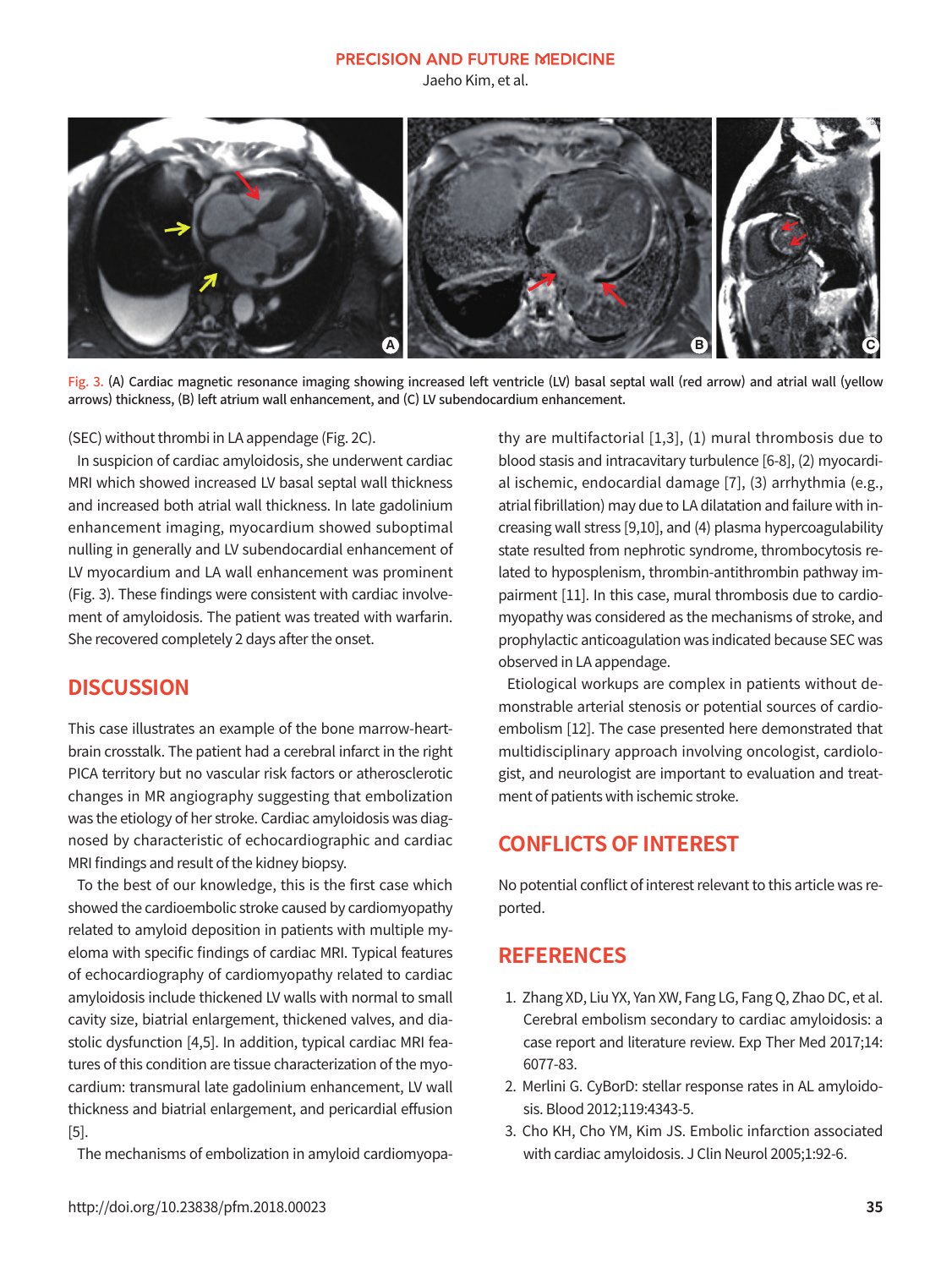Fig. 3. (A) Cardiac magnetic resonance imaging showing increased left ventricle (LV) basal septal wall (red arrow) and atrial wall (yellow arrows) thickness, (B) left atrium wall enhancement, and (C) LV subendocardium enhancement.

(SEC) without thrombi in LA appendage (Fig. 2C).

In suspicion of cardiac amyloidosis, she underwent cardiac MRI which showed increased LV basal septal wall thickness and increased both atrial wall thickness. In late gadolinium enhancement imaging, myocardium showed suboptimal nulling in generally and LV subendocardial enhancement of LV myocardium and LA wall enhancement was prominent (Fig. 3). These findings were consistent with cardiac involvement of amyloidosis. The patient was treated with warfarin. She recovered completely 2 days after the onset.

## DISCUSSION

This case illustrates an example of the bone marrow-heart-brain crosstalk. The patient had a cerebral infarct in the right PICA territory but no vascular risk factors or atherosclerotic changes in MR angiography suggesting that embolization was the etiology of her stroke. Cardiac amyloidosis was diagnosed by characteristic of echocardiographic and cardiac MRI findings and result of the kidney biopsy.

To the best of our knowledge, this is the first case which showed the cardioembolic stroke caused by cardiomyopathy related to amyloid deposition in patients with multiple myeloma with specific findings of cardiac MRI. Typical features of echocardiography of cardiomyopathy related to cardiac amyloidosis include thickened LV walls with normal to small cavity size, biatrial enlargement, thickened valves, and diastolic dysfunction [4,5]. In addition, typical cardiac MRI features of this condition are tissue characterization of the myocardium: transmural late gadolinium enhancement, LV wall thickness and biatrial enlargement, and pericardial effusion [5].

The mechanisms of embolization in amyloid cardiomyopathy are multifactorial [1,3], (1) mural thrombosis due to blood stasis and intracavitary turbulence [6-8], (2) myocardial ischemic, endocardial damage [7], (3) arrhythmia (e.g., atrial fibrillation) may due to LA dilatation and failure with increasing wall stress [9,10], and (4) plasma hypercoagulability state resulted from nephrotic syndrome, thrombocytosis related to hyposplenism, thrombin-antithrombin pathway impairment [11]. In this case, mural thrombosis due to cardiomyopathy was considered as the mechanisms of stroke, and prophylactic anticoagulation was indicated because SEC was observed in LA appendage.

Etiological workups are complex in patients without demonstrable arterial stenosis or potential sources of cardioembolism [12]. The case presented here demonstrated that multidisciplinary approach involving oncologist, cardiologist, and neurologist are important to evaluation and treatment of patients with ischemic stroke.

## CONFLICTS OF INTEREST

No potential conflict of interest relevant to this article was reported.

## REFERENCES

1. Zhang XD, Liu YX, Yan XW, Fang LG, Fang Q, Zhao DC, et al. Cerebral embolism secondary to cardiac amyloidosis: a case report and literature review. Exp Ther Med 2017;14:6077-83.
2. Merlini G. CyBorD: stellar response rates in AL amyloidosis. Blood 2012;119:4343-5.
3. Cho KH, Cho YM, Kim JS. Embolic infarction associated with cardiac amyloidosis. J Clin Neurol 2005;1:92-6.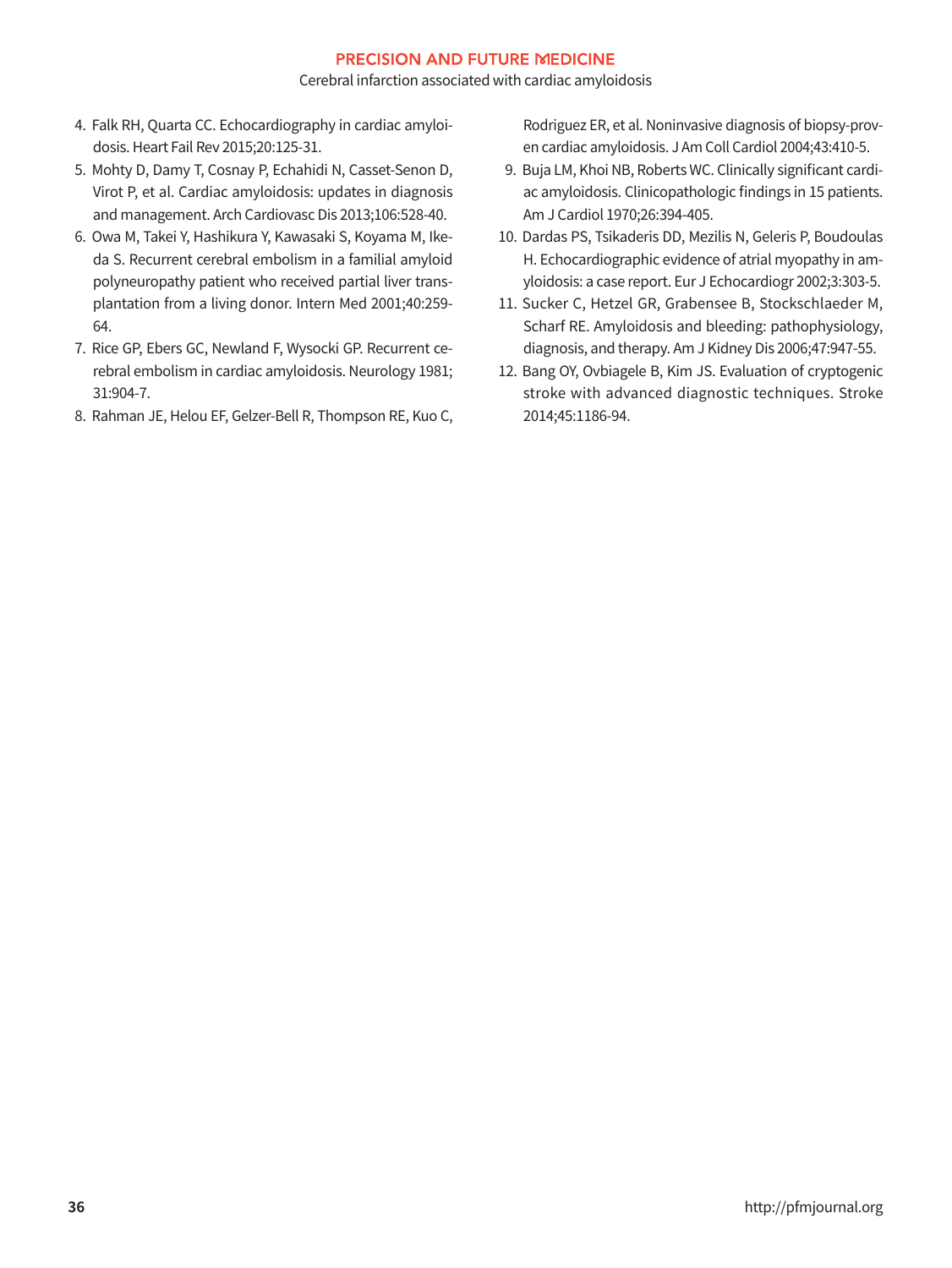4. Falk RH, Quarta CC. Echocardiography in cardiac amyloidosis. Heart Fail Rev 2015;20:125-31.
5. Mohty D, Damy T, Cosnay P, Echahidi N, Casset-Senon D, Virot P, et al. Cardiac amyloidosis: updates in diagnosis and management. Arch Cardiovasc Dis 2013;106:528-40.
6. Owa M, Takei Y, Hashikura Y, Kawasaki S, Koyama M, Ikeda S. Recurrent cerebral embolism in a familial amyloid polyneuropathy patient who received partial liver transplantation from a living donor. Intern Med 2001;40:259-64.
7. Rice GP, Ebers GC, Newland F, Wysocki GP. Recurrent cerebral embolism in cardiac amyloidosis. Neurology 1981;31:904-7.
8. Rahman JE, Helou EF, Gelzer-Bell R, Thompson RE, Kuo C, Rodriguez ER, et al. Noninvasive diagnosis of biopsy-proven cardiac amyloidosis. J Am Coll Cardiol 2004;43:410-5.
9. Buja LM, Khoi NB, Roberts WC. Clinically significant cardiac amyloidosis. Clinicopathologic findings in 15 patients. Am J Cardiol 1970;26:394-405.
10. Dardas PS, Tsikaderis DD, Mezilis N, Geleris P, Boudoulas H. Echocardiographic evidence of atrial myopathy in amyloidosis: a case report. Eur J Echocardiogr 2002;3:303-5.
11. Sucker C, Hetzel GR, Grabensee B, Stockschlaeder M, Scharf RE. Amyloidosis and bleeding: pathophysiology, diagnosis, and therapy. Am J Kidney Dis 2006;47:947-55.
12. Bang OY, Ovbiagele B, Kim JS. Evaluation of cryptogenic stroke with advanced diagnostic techniques. Stroke 2014;45:1186-94.